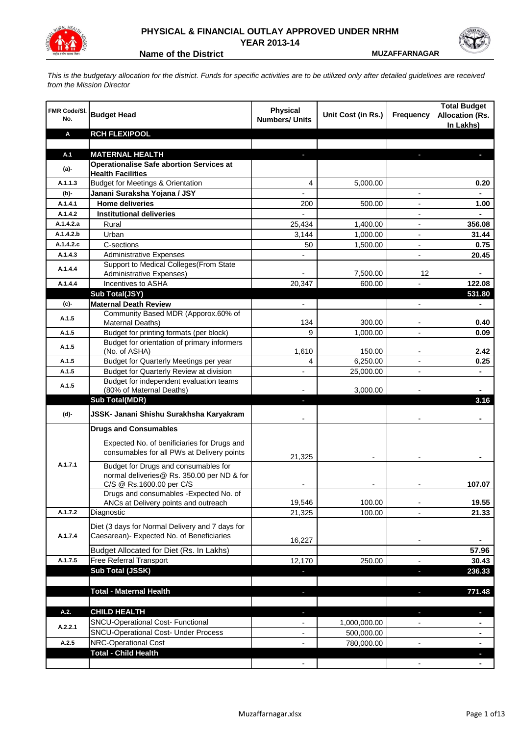# PHYSICAL & FINANCIAL OUTLAY APPROVED UNDER NRHM

## YEAR 2013-14

**Name of the District** MUZAFFARNAGAR

*This is the budgetary allocation for the district. Funds for specific activities are to be utilized only after detailed guidelines are received from the Mission Director*

| FMR Code/Sl. No. | Budget Head | Physical Numbers/ Units | Unit Cost (in Rs.) | Frequency | Total Budget Allocation (Rs. In Lakhs) |
|---|---|---|---|---|---|
| **A** | **RCH FLEXIPOOL** | | | | |
| | | | | | |
| **A.1** | **MATERNAL HEALTH** | - | | - | - |
| **(a)-** | **Operationalise Safe abortion Services at Health Facilities** | | | | |
| A.1.1.3 | Budget for Meetings & Orientation | 4 | 5,000.00 | | 0.20 |
| **(b)-** | **Janani Suraksha Yojana / JSY** | - | | - | - |
| A.1.4.1 | **Home deliveries** | 200 | 500.00 | - | 1.00 |
| A.1.4.2 | **Institutional deliveries** | - | | - | - |
| A.1.4.2.a | Rural | 25,434 | 1,400.00 | - | 356.08 |
| A.1.4.2.b | Urban | 3,144 | 1,000.00 | - | 31.44 |
| A.1.4.2.c | C-sections | 50 | 1,500.00 | - | 0.75 |
| A.1.4.3 | Administrative Expenses | - | | - | 20.45 |
| A.1.4.4 | Support to Medical Colleges(From State Administrative Expenses) | - | 7,500.00 | 12 | - |
| A.1.4.4 | Incentives to ASHA | 20,347 | 600.00 | - | 122.08 |
| | **Sub Total(JSY)** | | | | **531.80** |
| **(c)-** | **Maternal Death Review** | - | | - | - |
| A.1.5 | Community Based MDR (Apporox.60% of Maternal Deaths) | 134 | 300.00 | - | 0.40 |
| A.1.5 | Budget for printing formats (per block) | 9 | 1,000.00 | - | 0.09 |
| A.1.5 | Budget for orientation of primary informers (No. of ASHA) | 1,610 | 150.00 | - | 2.42 |
| A.1.5 | Budget for Quarterly Meetings per year | 4 | 6,250.00 | - | 0.25 |
| A.1.5 | Budget for Quarterly Review at division | - | 25,000.00 | - | - |
| A.1.5 | Budget for independent evaluation teams (80% of Maternal Deaths) | - | 3,000.00 | - | - |
| | **Sub Total(MDR)** | - | | | **3.16** |
| **(d)-** | **JSSK- Janani Shishu Surakhsha Karyakram** | - | | - | - |
| | **Drugs and Consumables** | | | | |
| A.1.7.1 | Expected No. of benificiaries for Drugs and consumables for all PWs at Delivery points | 21,325 | - | - | - |
| | Budget for Drugs and consumables for normal deliveries@ Rs. 350.00 per ND & for C/S @ Rs.1600.00 per C/S | - | - | - | 107.07 |
| | Drugs and consumables -Expected No. of ANCs at Delivery points and outreach | 19,546 | 100.00 | - | 19.55 |
| A.1.7.2 | Diagnostic | 21,325 | 100.00 | - | 21.33 |
| A.1.7.4 | Diet (3 days for Normal Delivery and 7 days for Caesarean)- Expected No. of Beneficiaries | 16,227 | | - | - |
| | Budget Allocated for Diet (Rs. In Lakhs) | | | | 57.96 |
| A.1.7.5 | Free Referral Transport | 12,170 | 250.00 | - | 30.43 |
| | **Sub Total (JSSK)** | - | | - | **236.33** |
| | | | | | |
| | **Total - Maternal Health** | - | | - | **771.48** |
| | | | | | |
| **A.2.** | **CHILD HEALTH** | - | | - | - |
| A.2.2.1 | SNCU-Operational Cost- Functional | - | 1,000,000.00 | - | - |
| | SNCU-Operational Cost- Under Process | - | 500,000.00 | | - |
| A.2.5 | NRC-Operational Cost | - | 780,000.00 | - | - |
| | **Total - Child Health** | | | | - |
| | | - | | - | - |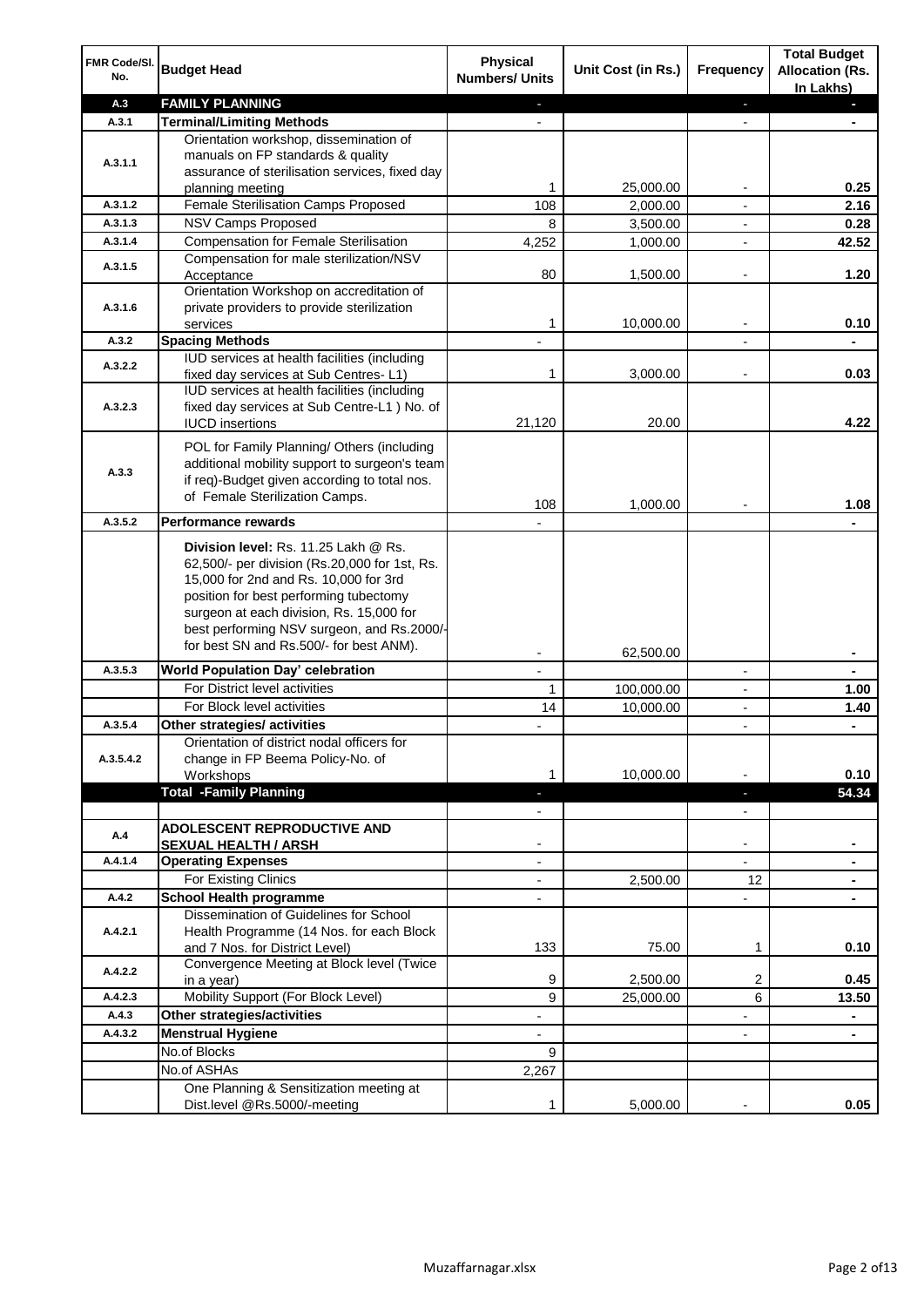| FMR Code/Sl. No. | Budget Head | Physical Numbers/ Units | Unit Cost (in Rs.) | Frequency | Total Budget Allocation (Rs. In Lakhs) |
|---|---|---|---|---|---|
| A.3 | **FAMILY PLANNING** | - | | - | - |
| A.3.1 | **Terminal/Limiting Methods** | - | | - | - |
| A.3.1.1 | Orientation workshop, dissemination of manuals on FP standards & quality assurance of sterilisation services, fixed day planning meeting | 1 | 25,000.00 | - | 0.25 |
| A.3.1.2 | Female Sterilisation Camps Proposed | 108 | 2,000.00 | - | 2.16 |
| A.3.1.3 | NSV Camps Proposed | 8 | 3,500.00 | - | 0.28 |
| A.3.1.4 | Compensation for Female Sterilisation | 4,252 | 1,000.00 | - | 42.52 |
| A.3.1.5 | Compensation for male sterilization/NSV Acceptance | 80 | 1,500.00 | - | 1.20 |
| A.3.1.6 | Orientation Workshop on accreditation of private providers to provide sterilization services | 1 | 10,000.00 | - | 0.10 |
| A.3.2 | **Spacing Methods** | - | | - | - |
| A.3.2.2 | IUD services at health facilities (including fixed day services at Sub Centres- L1) | 1 | 3,000.00 | - | 0.03 |
| A.3.2.3 | IUD services at health facilities (including fixed day services at Sub Centre-L1 ) No. of IUCD insertions | 21,120 | 20.00 | | 4.22 |
| A.3.3 | POL for Family Planning/ Others (including additional mobility support to surgeon's team if req)-Budget given according to total nos. of Female Sterilization Camps. | 108 | 1,000.00 | - | 1.08 |
| A.3.5.2 | **Performance rewards** | - | | | - |
| | **Division level:** Rs. 11.25 Lakh @ Rs. 62,500/- per division (Rs.20,000 for 1st, Rs. 15,000 for 2nd and Rs. 10,000 for 3rd position for best performing tubectomy surgeon at each division, Rs. 15,000 for best performing NSV surgeon, and Rs.2000/- for best SN and Rs.500/- for best ANM). | - | 62,500.00 | | - |
| A.3.5.3 | **World Population Day' celebration** | - | | - | - |
| | For District level activities | 1 | 100,000.00 | - | 1.00 |
| | For Block level activities | 14 | 10,000.00 | - | 1.40 |
| A.3.5.4 | **Other strategies/ activities** | - | | - | - |
| A.3.5.4.2 | Orientation of district nodal officers for change in FP Beema Policy-No. of Workshops | 1 | 10,000.00 | - | 0.10 |
| | **Total -Family Planning** | - | | - | 54.34 |
| | | - | | - | |
| A.4 | **ADOLESCENT REPRODUCTIVE AND SEXUAL HEALTH / ARSH** | - | | - | - |
| A.4.1.4 | **Operating Expenses** | - | | - | - |
| | For Existing Clinics | - | 2,500.00 | 12 | - |
| A.4.2 | **School Health programme** | - | | - | - |
| A.4.2.1 | Dissemination of Guidelines for School Health Programme (14 Nos. for each Block and 7 Nos. for District Level) | 133 | 75.00 | 1 | 0.10 |
| A.4.2.2 | Convergence Meeting at Block level (Twice in a year) | 9 | 2,500.00 | 2 | 0.45 |
| A.4.2.3 | Mobility Support (For Block Level) | 9 | 25,000.00 | 6 | 13.50 |
| A.4.3 | **Other strategies/activities** | - | | - | - |
| A.4.3.2 | **Menstrual Hygiene** | - | | - | - |
| | No.of Blocks | 9 | | | |
| | No.of ASHAs | 2,267 | | | |
| | One Planning & Sensitization meeting at Dist.level @Rs.5000/-meeting | 1 | 5,000.00 | - | 0.05 |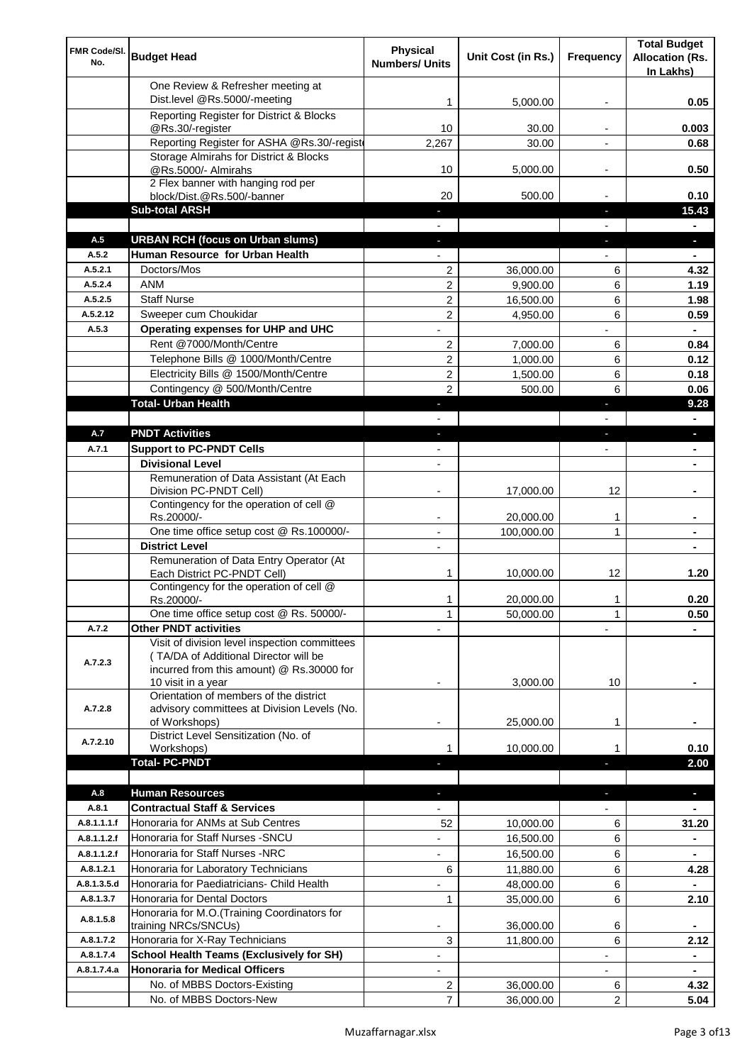| FMR Code/Sl. No. | Budget Head | Physical Numbers/ Units | Unit Cost (in Rs.) | Frequency | Total Budget Allocation (Rs. In Lakhs) |
|---|---|---|---|---|---|
| | One Review & Refresher meeting at Dist.level @Rs.5000/-meeting | 1 | 5,000.00 | - | 0.05 |
| | Reporting Register for District & Blocks @Rs.30/-register | 10 | 30.00 | - | 0.003 |
| | Reporting Register for ASHA @Rs.30/-regist | 2,267 | 30.00 | - | 0.68 |
| | Storage Almirahs for District & Blocks @Rs.5000/- Almirahs | 10 | 5,000.00 | - | 0.50 |
| | 2 Flex banner with hanging rod per block/Dist.@Rs.500/-banner | 20 | 500.00 | - | 0.10 |
| | **Sub-total ARSH** | - | | - | **15.43** |
| | | - | | - | - |
| A.5 | **URBAN RCH (focus on Urban slums)** | - | | - | - |
| A.5.2 | **Human Resource for Urban Health** | - | | - | - |
| A.5.2.1 | Doctors/Mos | 2 | 36,000.00 | 6 | 4.32 |
| A.5.2.4 | ANM | 2 | 9,900.00 | 6 | 1.19 |
| A.5.2.5 | Staff Nurse | 2 | 16,500.00 | 6 | 1.98 |
| A.5.2.12 | Sweeper cum Choukidar | 2 | 4,950.00 | 6 | 0.59 |
| A.5.3 | **Operating expenses for UHP and UHC** | - | | - | - |
| | Rent @7000/Month/Centre | 2 | 7,000.00 | 6 | 0.84 |
| | Telephone Bills @ 1000/Month/Centre | 2 | 1,000.00 | 6 | 0.12 |
| | Electricity Bills @ 1500/Month/Centre | 2 | 1,500.00 | 6 | 0.18 |
| | Contingency @ 500/Month/Centre | 2 | 500.00 | 6 | 0.06 |
| | **Total- Urban Health** | - | | - | **9.28** |
| | | - | | - | - |
| A.7 | **PNDT Activities** | - | | - | - |
| A.7.1 | **Support to PC-PNDT Cells** | - | | - | - |
| | **Divisional Level** | - | | | - |
| | Remuneration of Data Assistant (At Each Division PC-PNDT Cell) | - | 17,000.00 | 12 | - |
| | Contingency for the operation of cell @ Rs.20000/- | - | 20,000.00 | 1 | - |
| | One time office setup cost @ Rs.100000/- | - | 100,000.00 | 1 | - |
| | **District Level** | - | | | - |
| | Remuneration of Data Entry Operator (At Each District PC-PNDT Cell) | 1 | 10,000.00 | 12 | 1.20 |
| | Contingency for the operation of cell @ Rs.20000/- | 1 | 20,000.00 | 1 | 0.20 |
| | One time office setup cost @ Rs. 50000/- | 1 | 50,000.00 | 1 | 0.50 |
| A.7.2 | **Other PNDT activities** | - | | - | - |
| A.7.2.3 | Visit of division level inspection committees ( TA/DA of Additional Director will be incurred from this amount) @ Rs.30000 for 10 visit in a year | - | 3,000.00 | 10 | - |
| A.7.2.8 | Orientation of members of the district advisory committees at Division Levels (No. of Workshops) | - | 25,000.00 | 1 | - |
| A.7.2.10 | District Level Sensitization (No. of Workshops) | 1 | 10,000.00 | 1 | 0.10 |
| | **Total- PC-PNDT** | - | | - | **2.00** |
| | | | | | |
| A.8 | **Human Resources** | - | | - | - |
| A.8.1 | **Contractual Staff & Services** | - | | - | - |
| A.8.1.1.1.f | Honoraria for ANMs at Sub Centres | 52 | 10,000.00 | 6 | 31.20 |
| A.8.1.1.2.f | Honoraria for Staff Nurses -SNCU | - | 16,500.00 | 6 | - |
| A.8.1.1.2.f | Honoraria for Staff Nurses -NRC | - | 16,500.00 | 6 | - |
| A.8.1.2.1 | Honoraria for Laboratory Technicians | 6 | 11,880.00 | 6 | 4.28 |
| A.8.1.3.5.d | Honoraria for Paediatricians- Child Health | - | 48,000.00 | 6 | - |
| A.8.1.3.7 | Honoraria for Dental Doctors | 1 | 35,000.00 | 6 | 2.10 |
| A.8.1.5.8 | Honoraria for M.O.(Training Coordinators for training NRCs/SNCUs) | - | 36,000.00 | 6 | - |
| A.8.1.7.2 | Honoraria for X-Ray Technicians | 3 | 11,800.00 | 6 | 2.12 |
| A.8.1.7.4 | **School Health Teams (Exclusively for SH)** | - | | - | - |
| A.8.1.7.4.a | **Honoraria for Medical Officers** | - | | - | - |
| | No. of MBBS Doctors-Existing | 2 | 36,000.00 | 6 | 4.32 |
| | No. of MBBS Doctors-New | 7 | 36,000.00 | 2 | 5.04 |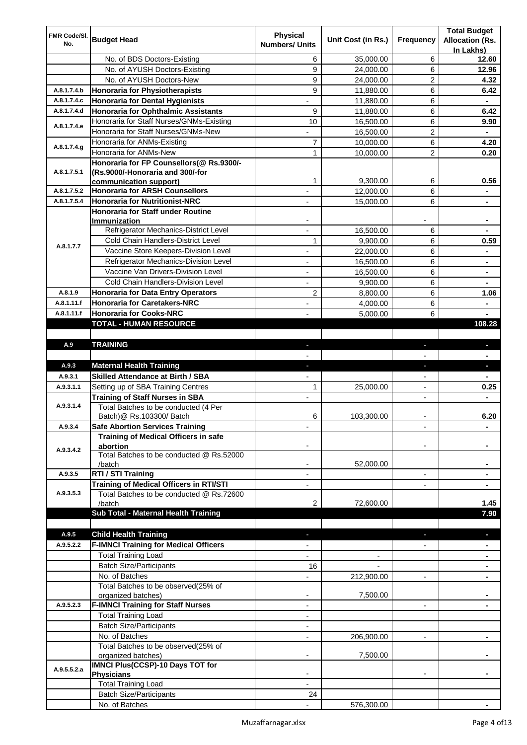| FMR Code/Sl. No. | Budget Head | Physical Numbers/ Units | Unit Cost (in Rs.) | Frequency | Total Budget Allocation (Rs. In Lakhs) |
|---|---|---|---|---|---|
| | No. of BDS Doctors-Existing | 6 | 35,000.00 | 6 | **12.60** |
| | No. of AYUSH Doctors-Existing | 9 | 24,000.00 | 6 | **12.96** |
| | No. of AYUSH Doctors-New | 9 | 24,000.00 | 2 | **4.32** |
| A.8.1.7.4.b | **Honoraria for Physiotherapists** | 9 | 11,880.00 | 6 | **6.42** |
| A.8.1.7.4.c | **Honoraria for Dental Hygienists** | - | 11,880.00 | 6 | **-** |
| A.8.1.7.4.d | **Honoraria for Ophthalmic Assistants** | 9 | 11,880.00 | 6 | **6.42** |
| A.8.1.7.4.e | Honoraria for Staff Nurses/GNMs-Existing | 10 | 16,500.00 | 6 | **9.90** |
| | Honoraria for Staff Nurses/GNMs-New | - | 16,500.00 | 2 | **-** |
| A.8.1.7.4.g | Honoraria for ANMs-Existing | 7 | 10,000.00 | 6 | **4.20** |
| | Honoraria for ANMs-New | 1 | 10,000.00 | 2 | **0.20** |
| A.8.1.7.5.1 | **Honoraria for FP Counsellors(@ Rs.9300/- (Rs.9000/-Honoraria and 300/-for communication support)** | 1 | 9,300.00 | 6 | **0.56** |
| A.8.1.7.5.2 | **Honoraria for ARSH Counsellors** | - | 12,000.00 | 6 | **-** |
| A.8.1.7.5.4 | **Honoraria for Nutritionist-NRC** | - | 15,000.00 | 6 | **-** |
| A.8.1.7.7 | **Honoraria for Staff under Routine Immunization** | - | | - | **-** |
| | Refrigerator Mechanics-District Level | - | 16,500.00 | 6 | **-** |
| | Cold Chain Handlers-District Level | 1 | 9,900.00 | 6 | **0.59** |
| | Vaccine Store Keepers-Division Level | - | 22,000.00 | 6 | **-** |
| | Refrigerator Mechanics-Division Level | - | 16,500.00 | 6 | **-** |
| | Vaccine Van Drivers-Division Level | - | 16,500.00 | 6 | **-** |
| | Cold Chain Handlers-Division Level | - | 9,900.00 | 6 | **-** |
| A.8.1.9 | **Honoraria for Data Entry Operators** | 2 | 8,800.00 | 6 | **1.06** |
| A.8.1.11.f | **Honoraria for Caretakers-NRC** | - | 4,000.00 | 6 | **-** |
| A.8.1.11.f | **Honoraria for Cooks-NRC** | - | 5,000.00 | 6 | **-** |
| | **TOTAL - HUMAN RESOURCE** | | | | **108.28** |
| | | | | | |
| A.9 | **TRAINING** | - | | - | **-** |
| | | - | | - | **-** |
| A.9.3 | **Maternal Health Training** | - | | - | **-** |
| A.9.3.1 | **Skilled Attendance at Birth / SBA** | - | | - | **-** |
| A.9.3.1.1 | Setting up of SBA Training Centres | 1 | 25,000.00 | - | **0.25** |
| A.9.3.1.4 | **Training of Staff Nurses in SBA** | - | | - | **-** |
| | Total Batches to be conducted (4 Per Batch)@ Rs.103300/ Batch | 6 | 103,300.00 | - | **6.20** |
| A.9.3.4 | **Safe Abortion Services Training** | - | | - | **-** |
| A.9.3.4.2 | **Training of Medical Officers in safe abortion** | - | | - | **-** |
| | Total Batches to be conducted @ Rs.52000 /batch | - | 52,000.00 | | **-** |
| A.9.3.5 | **RTI / STI Training** | - | | - | **-** |
| A.9.3.5.3 | **Training of Medical Officers in RTI/STI** | - | | - | **-** |
| | Total Batches to be conducted @ Rs.72600 /batch | 2 | 72,600.00 | | **1.45** |
| | **Sub Total - Maternal Health Training** | | | | **7.90** |
| | | | | | |
| A.9.5 | **Child Health Training** | - | | - | **-** |
| A.9.5.2.2 | **F-IMNCI Training for Medical Officers** | - | | - | **-** |
| | Total Training Load | - | - | | **-** |
| | Batch Size/Participants | 16 | - | | **-** |
| | No. of Batches | - | 212,900.00 | - | **-** |
| | Total Batches to be observed(25% of organized batches) | - | 7,500.00 | | **-** |
| A.9.5.2.3 | **F-IMNCI Training for Staff Nurses** | - | | - | **-** |
| | Total Training Load | - | | | |
| | Batch Size/Participants | - | | | |
| | No. of Batches | - | 206,900.00 | - | **-** |
| | Total Batches to be observed(25% of organized batches) | - | 7,500.00 | | **-** |
| A.9.5.5.2.a | **IMNCI Plus(CCSP)-10 Days TOT for Physicians** | - | | - | **-** |
| | Total Training Load | - | | | |
| | Batch Size/Participants | 24 | | | |
| | No. of Batches | - | 576,300.00 | | **-** |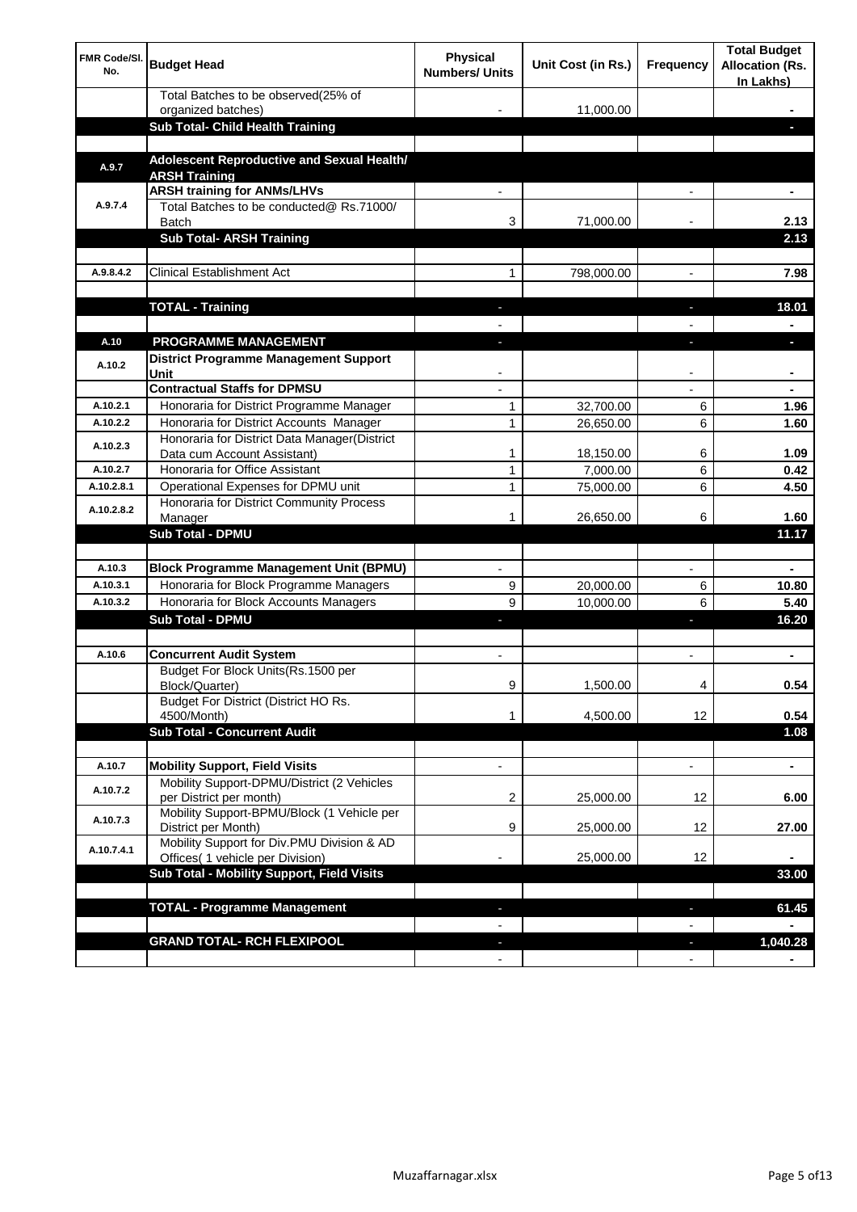| FMR Code/Sl. No. | Budget Head | Physical Numbers/ Units | Unit Cost (in Rs.) | Frequency | Total Budget Allocation (Rs. In Lakhs) |
|---|---|---|---|---|---|
| | Total Batches to be observed(25% of organized batches) | - | 11,000.00 | | - |
| | **Sub Total- Child Health Training** | | | | - |
| | | | | | |
| A.9.7 | **Adolescent Reproductive and Sexual Health/ ARSH Training** | | | | |
| A.9.7.4 | **ARSH training for ANMs/LHVs** | - | | - | - |
| | Total Batches to be conducted@ Rs.71000/ Batch | 3 | 71,000.00 | - | 2.13 |
| | **Sub Total- ARSH Training** | | | | 2.13 |
| | | | | | |
| A.9.8.4.2 | Clinical Establishment Act | 1 | 798,000.00 | - | 7.98 |
| | | | | | |
| | **TOTAL - Training** | - | | - | 18.01 |
| | | - | | - | - |
| A.10 | **PROGRAMME MANAGEMENT** | - | | - | - |
| A.10.2 | **District Programme Management Support Unit** | - | | - | - |
| | **Contractual Staffs for DPMSU** | - | | - | - |
| A.10.2.1 | Honoraria for District Programme Manager | 1 | 32,700.00 | 6 | 1.96 |
| A.10.2.2 | Honoraria for District Accounts Manager | 1 | 26,650.00 | 6 | 1.60 |
| A.10.2.3 | Honoraria for District Data Manager(District Data cum Account Assistant) | 1 | 18,150.00 | 6 | 1.09 |
| A.10.2.7 | Honoraria for Office Assistant | 1 | 7,000.00 | 6 | 0.42 |
| A.10.2.8.1 | Operational Expenses for DPMU unit | 1 | 75,000.00 | 6 | 4.50 |
| A.10.2.8.2 | Honoraria for District Community Process Manager | 1 | 26,650.00 | 6 | 1.60 |
| | **Sub Total - DPMU** | | | | 11.17 |
| | | | | | |
| A.10.3 | **Block Programme Management Unit (BPMU)** | - | | - | - |
| A.10.3.1 | Honoraria for Block Programme Managers | 9 | 20,000.00 | 6 | 10.80 |
| A.10.3.2 | Honoraria for Block Accounts Managers | 9 | 10,000.00 | 6 | 5.40 |
| | **Sub Total - DPMU** | - | | - | 16.20 |
| | | | | | |
| A.10.6 | **Concurrent Audit System** | - | | - | - |
| | Budget For Block Units(Rs.1500 per Block/Quarter) | 9 | 1,500.00 | 4 | 0.54 |
| | Budget For District (District HO Rs. 4500/Month) | 1 | 4,500.00 | 12 | 0.54 |
| | **Sub Total - Concurrent Audit** | | | | 1.08 |
| | | | | | |
| A.10.7 | **Mobility Support, Field Visits** | - | | - | - |
| A.10.7.2 | Mobility Support-DPMU/District (2 Vehicles per District per month) | 2 | 25,000.00 | 12 | 6.00 |
| A.10.7.3 | Mobility Support-BPMU/Block (1 Vehicle per District per Month) | 9 | 25,000.00 | 12 | 27.00 |
| A.10.7.4.1 | Mobility Support for Div.PMU Division & AD Offices( 1 vehicle per Division) | - | 25,000.00 | 12 | - |
| | **Sub Total - Mobility Support, Field Visits** | | | | 33.00 |
| | | | | | |
| | **TOTAL - Programme Management** | - | | - | 61.45 |
| | | - | | - | - |
| | **GRAND TOTAL- RCH FLEXIPOOL** | - | | - | 1,040.28 |
| | | - | | - | - |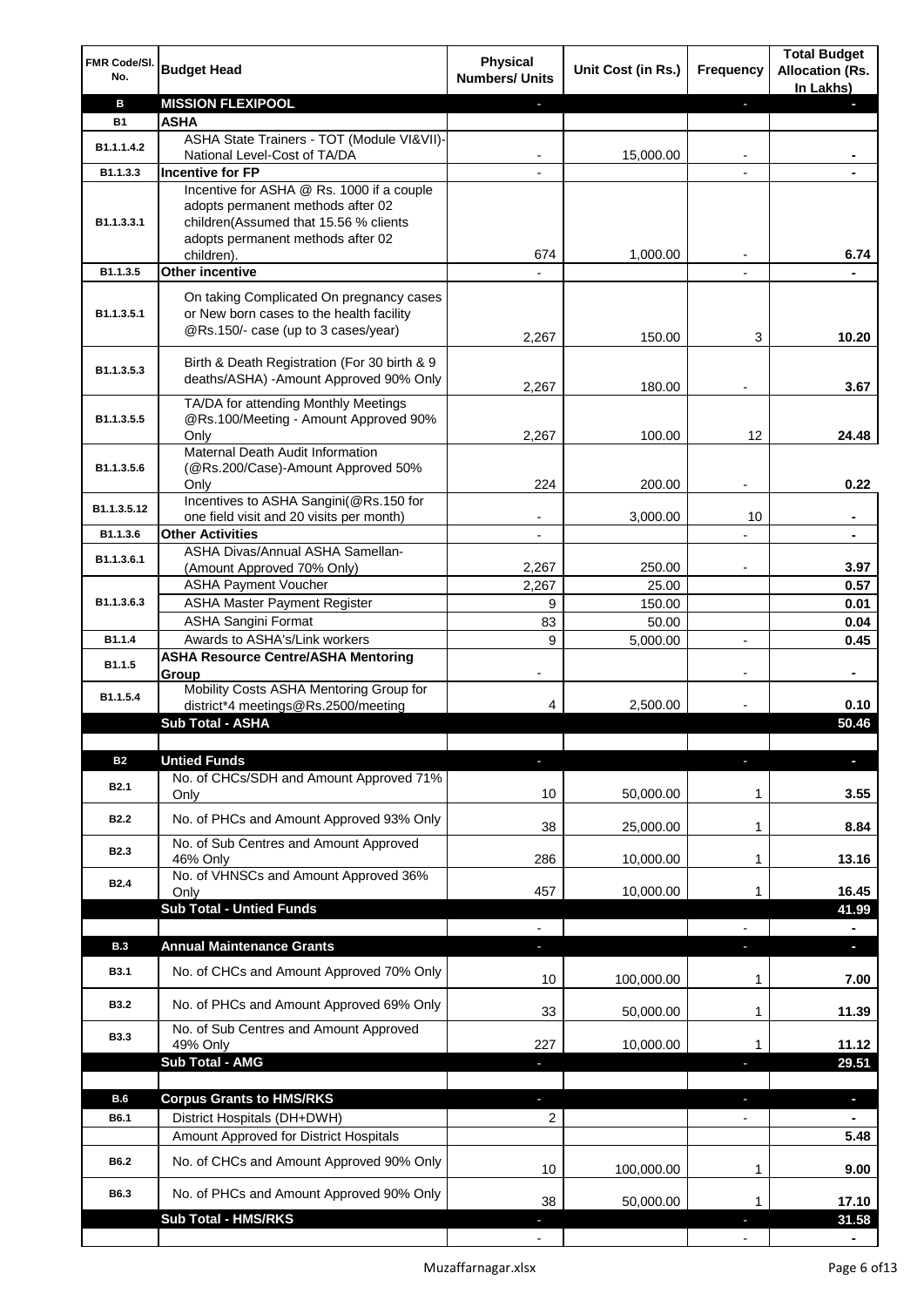| FMR Code/Sl. No. | Budget Head | Physical Numbers/ Units | Unit Cost (in Rs.) | Frequency | Total Budget Allocation (Rs. In Lakhs) |
|---|---|---|---|---|---|
| **B** | **MISSION FLEXIPOOL** | - | | - | - |
| **B1** | **ASHA** | | | | |
| B1.1.1.4.2 | ASHA State Trainers - TOT (Module VI&VII)-National Level-Cost of TA/DA | - | 15,000.00 | - | - |
| B1.1.3.3 | **Incentive for FP** | - | | - | - |
| B1.1.3.3.1 | Incentive for ASHA @ Rs. 1000 if a couple adopts permanent methods after 02 children(Assumed that 15.56 % clients adopts permanent methods after 02 children). | 674 | 1,000.00 | - | 6.74 |
| B1.1.3.5 | **Other incentive** | - | | - | - |
| B1.1.3.5.1 | On taking Complicated On pregnancy cases or New born cases to the health facility @Rs.150/- case (up to 3 cases/year) | 2,267 | 150.00 | 3 | 10.20 |
| B1.1.3.5.3 | Birth & Death Registration (For 30 birth & 9 deaths/ASHA) -Amount Approved 90% Only | 2,267 | 180.00 | - | 3.67 |
| B1.1.3.5.5 | TA/DA for attending Monthly Meetings @Rs.100/Meeting - Amount Approved 90% Only | 2,267 | 100.00 | 12 | 24.48 |
| B1.1.3.5.6 | Maternal Death Audit Information (@Rs.200/Case)-Amount Approved 50% Only | 224 | 200.00 | - | 0.22 |
| B1.1.3.5.12 | Incentives to ASHA Sangini(@Rs.150 for one field visit and 20 visits per month) | - | 3,000.00 | 10 | - |
| B1.1.3.6 | **Other Activities** | - | | - | - |
| B1.1.3.6.1 | ASHA Divas/Annual ASHA Samellan-(Amount Approved 70% Only) | 2,267 | 250.00 | - | 3.97 |
| B1.1.3.6.3 | ASHA Payment Voucher | 2,267 | 25.00 | | 0.57 |
| | ASHA Master Payment Register | 9 | 150.00 | | 0.01 |
| | ASHA Sangini Format | 83 | 50.00 | | 0.04 |
| B1.1.4 | Awards to ASHA's/Link workers | 9 | 5,000.00 | - | 0.45 |
| B1.1.5 | **ASHA Resource Centre/ASHA Mentoring Group** | - | | - | - |
| B1.1.5.4 | Mobility Costs ASHA Mentoring Group for district*4 meetings@Rs.2500/meeting | 4 | 2,500.00 | - | 0.10 |
| | **Sub Total - ASHA** | | | | **50.46** |
| | | | | | |
| **B2** | **Untied Funds** | - | | - | - |
| B2.1 | No. of CHCs/SDH and Amount Approved 71% Only | 10 | 50,000.00 | 1 | 3.55 |
| B2.2 | No. of PHCs and Amount Approved 93% Only | 38 | 25,000.00 | 1 | 8.84 |
| B2.3 | No. of Sub Centres and Amount Approved 46% Only | 286 | 10,000.00 | 1 | 13.16 |
| B2.4 | No. of VHNSCs and Amount Approved 36% Only | 457 | 10,000.00 | 1 | 16.45 |
| | **Sub Total - Untied Funds** | | | | **41.99** |
| | | - | | - | - |
| **B.3** | **Annual Maintenance Grants** | - | | - | - |
| B3.1 | No. of CHCs and Amount Approved 70% Only | 10 | 100,000.00 | 1 | 7.00 |
| B3.2 | No. of PHCs and Amount Approved 69% Only | 33 | 50,000.00 | 1 | 11.39 |
| B3.3 | No. of Sub Centres and Amount Approved 49% Only | 227 | 10,000.00 | 1 | 11.12 |
| | **Sub Total - AMG** | - | | - | **29.51** |
| | | | | | |
| **B.6** | **Corpus Grants to HMS/RKS** | - | | - | - |
| B6.1 | District Hospitals (DH+DWH) | 2 | | - | - |
| | Amount Approved for District Hospitals | | | | 5.48 |
| B6.2 | No. of CHCs and Amount Approved 90% Only | 10 | 100,000.00 | 1 | 9.00 |
| B6.3 | No. of PHCs and Amount Approved 90% Only | 38 | 50,000.00 | 1 | 17.10 |
| | **Sub Total - HMS/RKS** | - | | - | **31.58** |
| | | - | | - | - |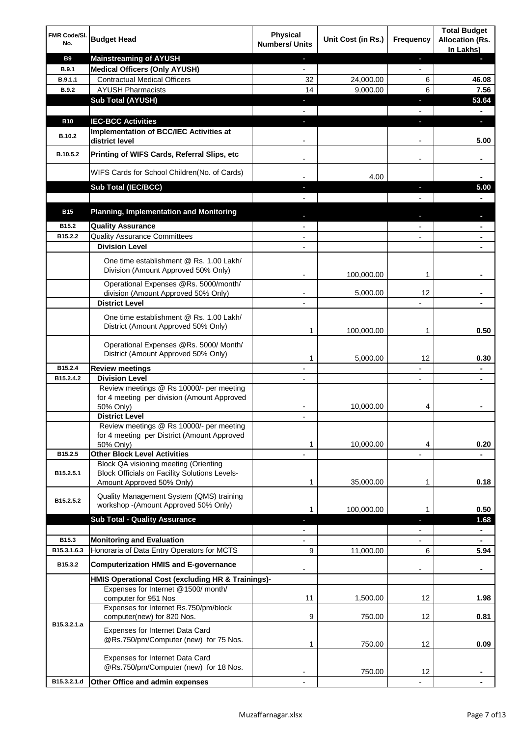| FMR Code/Sl. No. | Budget Head | Physical Numbers/ Units | Unit Cost (in Rs.) | Frequency | Total Budget Allocation (Rs. In Lakhs) |
|---|---|---|---|---|---|
| **B9** | **Mainstreaming of AYUSH** | - | | - | - |
| **B.9.1** | **Medical Officers (Only AYUSH)** | - | | - | |
| **B.9.1.1** | Contractual Medical Officers | 32 | 24,000.00 | 6 | **46.08** |
| **B.9.2** | AYUSH Pharmacists | 14 | 9,000.00 | 6 | **7.56** |
| | **Sub Total (AYUSH)** | - | | - | **53.64** |
| | | - | | - | - |
| **B10** | **IEC-BCC Activities** | - | | - | - |
| **B.10.2** | **Implementation of BCC/IEC Activities at district level** | - | | - | **5.00** |
| **B.10.5.2** | **Printing of WIFS Cards, Referral Slips, etc** | - | | - | - |
| | WIFS Cards for School Children(No. of Cards) | - | 4.00 | | - |
| | **Sub Total (IEC/BCC)** | - | | - | **5.00** |
| | | - | | - | - |
| **B15** | **Planning, Implementation and Monitoring** | - | | - | - |
| **B15.2** | **Quality Assurance** | - | | - | - |
| **B15.2.2** | Quality Assurance Committees | - | | - | - |
| | **Division Level** | - | | | - |
| | One time establishment @ Rs. 1.00 Lakh/ Division (Amount Approved 50% Only) | - | 100,000.00 | 1 | - |
| | Operational Expenses @Rs. 5000/month/ division (Amount Approved 50% Only) | - | 5,000.00 | 12 | - |
| | **District Level** | - | | - | - |
| | One time establishment @ Rs. 1.00 Lakh/ District (Amount Approved 50% Only) | 1 | 100,000.00 | 1 | **0.50** |
| | Operational Expenses @Rs. 5000/ Month/ District (Amount Approved 50% Only) | 1 | 5,000.00 | 12 | **0.30** |
| **B15.2.4** | **Review meetings** | - | | - | - |
| **B15.2.4.2** | **Division Level** | - | | - | - |
| | Review meetings @ Rs 10000/- per meeting for 4 meeting per division (Amount Approved 50% Only) | - | 10,000.00 | 4 | - |
| | **District Level** | - | | | |
| | Review meetings @ Rs 10000/- per meeting for 4 meeting per District (Amount Approved 50% Only) | 1 | 10,000.00 | 4 | **0.20** |
| **B15.2.5** | **Other Block Level Activities** | - | | - | - |
| **B15.2.5.1** | Block QA visioning meeting (Orienting Block Officials on Facility Solutions Levels- Amount Approved 50% Only) | 1 | 35,000.00 | 1 | **0.18** |
| **B15.2.5.2** | Quality Management System (QMS) training workshop -(Amount Approved 50% Only) | 1 | 100,000.00 | 1 | **0.50** |
| | **Sub Total - Quality Assurance** | - | | - | **1.68** |
| | | - | | - | - |
| **B15.3** | **Monitoring and Evaluation** | - | | - | - |
| **B15.3.1.6.3** | Honoraria of Data Entry Operators for MCTS | 9 | 11,000.00 | 6 | **5.94** |
| **B15.3.2** | **Computerization HMIS and E-governance** | - | | - | - |
| | **HMIS Operational Cost (excluding HR & Trainings)-** | | | | |
| **B15.3.2.1.a** | Expenses for Internet @1500/ month/ computer for 951 Nos | 11 | 1,500.00 | 12 | **1.98** |
| | Expenses for Internet Rs.750/pm/block computer(new) for 820 Nos. | 9 | 750.00 | 12 | **0.81** |
| | Expenses for Internet Data Card @Rs.750/pm/Computer (new) for 75 Nos. | 1 | 750.00 | 12 | **0.09** |
| | Expenses for Internet Data Card @Rs.750/pm/Computer (new) for 18 Nos. | - | 750.00 | 12 | - |
| **B15.3.2.1.d** | **Other Office and admin expenses** | - | | - | - |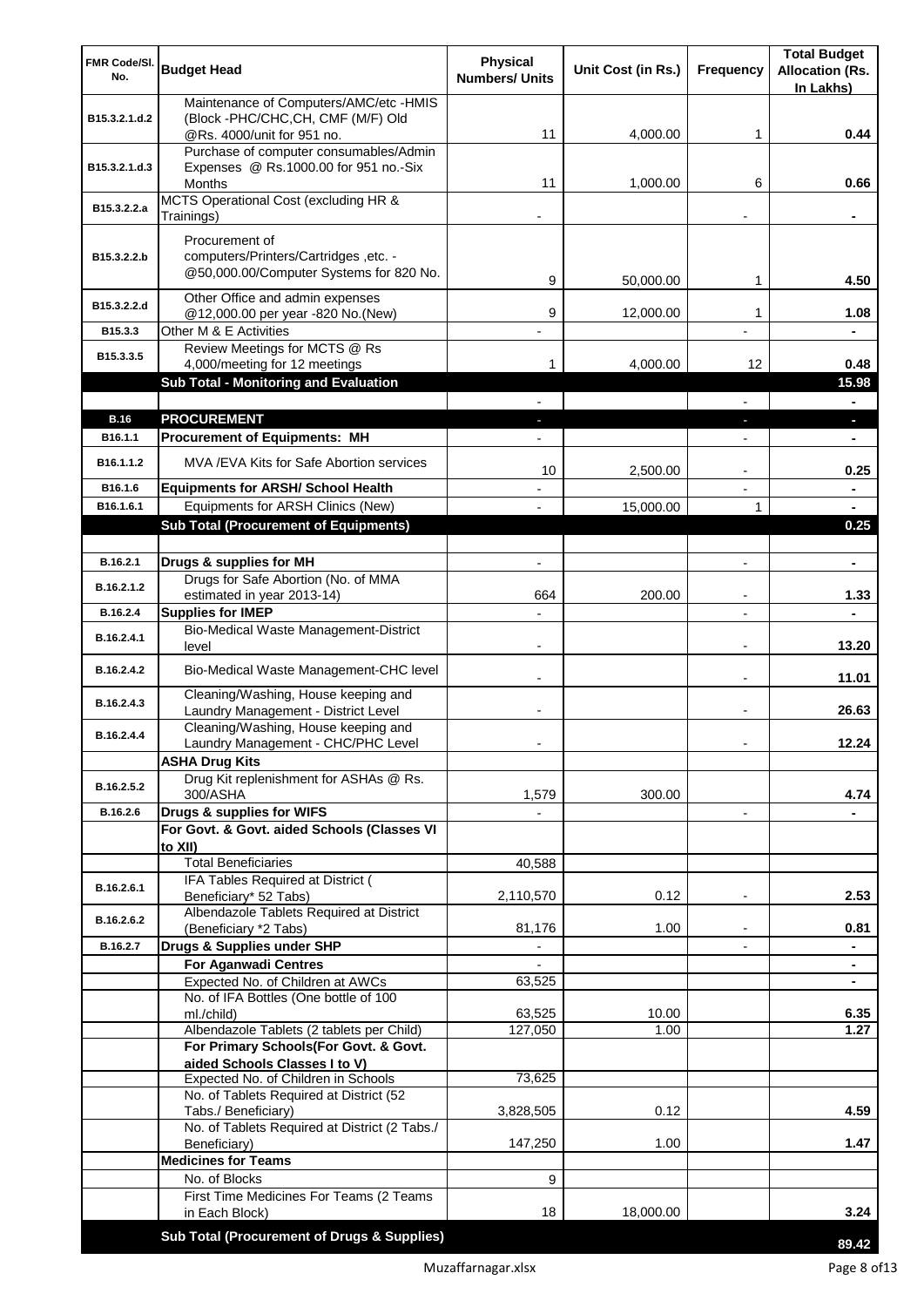| FMR Code/Sl. No. | Budget Head | Physical Numbers/ Units | Unit Cost (in Rs.) | Frequency | Total Budget Allocation (Rs. In Lakhs) |
|---|---|---|---|---|---|
| B15.3.2.1.d.2 | Maintenance of Computers/AMC/etc -HMIS (Block -PHC/CHC,CH, CMF (M/F) Old @Rs. 4000/unit for 951 no. | 11 | 4,000.00 | 1 | **0.44** |
| B15.3.2.1.d.3 | Purchase of computer consumables/Admin Expenses @ Rs.1000.00 for 951 no.-Six Months | 11 | 1,000.00 | 6 | **0.66** |
| B15.3.2.2.a | MCTS Operational Cost (excluding HR & Trainings) | - | | - | **-** |
| B15.3.2.2.b | Procurement of computers/Printers/Cartridges ,etc. - @50,000.00/Computer Systems for 820 No. | 9 | 50,000.00 | 1 | **4.50** |
| B15.3.2.2.d | Other Office and admin expenses @12,000.00 per year -820 No.(New) | 9 | 12,000.00 | 1 | **1.08** |
| B15.3.3 | Other M & E Activities | - | | - | **-** |
| B15.3.3.5 | Review Meetings for MCTS @ Rs 4,000/meeting for 12 meetings | 1 | 4,000.00 | 12 | **0.48** |
| | **Sub Total - Monitoring and Evaluation** | | | | **15.98** |
| | | - | | - | **-** |
| **B.16** | **PROCUREMENT** | - | | - | **-** |
| B16.1.1 | **Procurement of Equipments: MH** | - | | - | **-** |
| B16.1.1.2 | MVA /EVA Kits for Safe Abortion services | 10 | 2,500.00 | - | **0.25** |
| B16.1.6 | **Equipments for ARSH/ School Health** | - | | - | **-** |
| B16.1.6.1 | Equipments for ARSH Clinics (New) | - | 15,000.00 | 1 | **-** |
| | **Sub Total (Procurement of Equipments)** | | | | **0.25** |
| | | | | | |
| B.16.2.1 | **Drugs & supplies for MH** | - | | - | **-** |
| B.16.2.1.2 | Drugs for Safe Abortion (No. of MMA estimated in year 2013-14) | 664 | 200.00 | - | **1.33** |
| B.16.2.4 | **Supplies for IMEP** | - | | - | **-** |
| B.16.2.4.1 | Bio-Medical Waste Management-District level | - | | - | **13.20** |
| B.16.2.4.2 | Bio-Medical Waste Management-CHC level | - | | - | **11.01** |
| B.16.2.4.3 | Cleaning/Washing, House keeping and Laundry Management - District Level | - | | - | **26.63** |
| B.16.2.4.4 | Cleaning/Washing, House keeping and Laundry Management - CHC/PHC Level | - | | - | **12.24** |
| | **ASHA Drug Kits** | | | | |
| B.16.2.5.2 | Drug Kit replenishment for ASHAs @ Rs. 300/ASHA | 1,579 | 300.00 | | **4.74** |
| B.16.2.6 | **Drugs & supplies for WIFS** | - | | - | **-** |
| | **For Govt. & Govt. aided Schools (Classes VI to XII)** | | | | |
| | Total Beneficiaries | 40,588 | | | |
| B.16.2.6.1 | IFA Tables Required at District ( Beneficiary* 52 Tabs) | 2,110,570 | 0.12 | - | **2.53** |
| B.16.2.6.2 | Albendazole Tablets Required at District (Beneficiary *2 Tabs) | 81,176 | 1.00 | - | **0.81** |
| B.16.2.7 | **Drugs & Supplies under SHP** | - | | - | **-** |
| | **For Aganwadi Centres** | - | | | **-** |
| | Expected No. of Children at AWCs | 63,525 | | | **-** |
| | No. of IFA Bottles (One bottle of 100 ml./child) | 63,525 | 10.00 | | **6.35** |
| | Albendazole Tablets (2 tablets per Child) | 127,050 | 1.00 | | **1.27** |
| | **For Primary Schools(For Govt. & Govt. aided Schools Classes I to V)** | | | | |
| | Expected No. of Children in Schools | 73,625 | | | |
| | No. of Tablets Required at District (52 Tabs./ Beneficiary) | 3,828,505 | 0.12 | | **4.59** |
| | No. of Tablets Required at District (2 Tabs./ Beneficiary) | 147,250 | 1.00 | | **1.47** |
| | **Medicines for Teams** | | | | |
| | No. of Blocks | 9 | | | |
| | First Time Medicines For Teams (2 Teams in Each Block) | 18 | 18,000.00 | | **3.24** |
| | **Sub Total (Procurement of Drugs & Supplies)** | | | | **89.42** |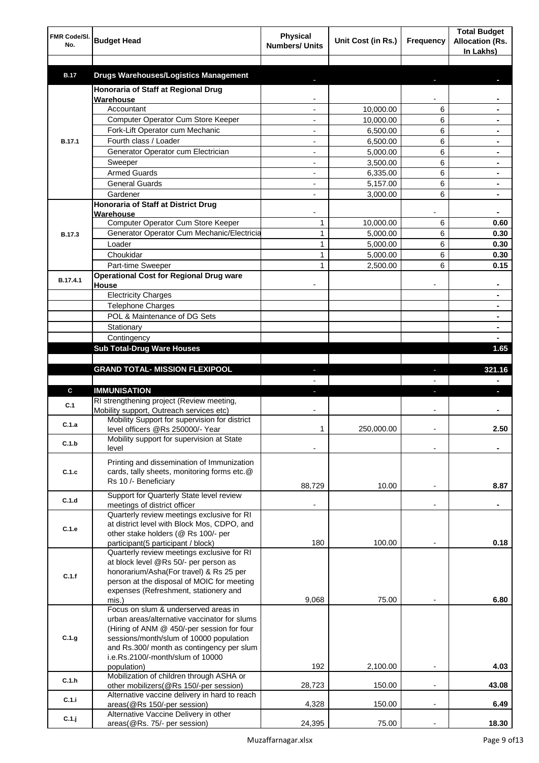| FMR Code/Sl. No. | Budget Head | Physical Numbers/ Units | Unit Cost (in Rs.) | Frequency | Total Budget Allocation (Rs. In Lakhs) |
|---|---|---|---|---|---|
| | | | | | |
| **B.17** | **Drugs Warehouses/Logistics Management** | - | | - | - |
| B.17.1 | **Honoraria of Staff at Regional Drug Warehouse** | - | | - | - |
| | Accountant | - | 10,000.00 | 6 | - |
| | Computer Operator Cum Store Keeper | - | 10,000.00 | 6 | - |
| | Fork-Lift Operator cum Mechanic | - | 6,500.00 | 6 | - |
| | Fourth class / Loader | - | 6,500.00 | 6 | - |
| | Generator Operator cum Electrician | - | 5,000.00 | 6 | - |
| | Sweeper | - | 3,500.00 | 6 | - |
| | Armed Guards | - | 6,335.00 | 6 | - |
| | General Guards | - | 5,157.00 | 6 | - |
| | Gardener | - | 3,000.00 | 6 | - |
| B.17.3 | **Honoraria of Staff at District Drug Warehouse** | - | | - | - |
| | Computer Operator Cum Store Keeper | 1 | 10,000.00 | 6 | 0.60 |
| | Generator Operator Cum Mechanic/Electricia | 1 | 5,000.00 | 6 | 0.30 |
| | Loader | 1 | 5,000.00 | 6 | 0.30 |
| | Choukidar | 1 | 5,000.00 | 6 | 0.30 |
| | Part-time Sweeper | 1 | 2,500.00 | 6 | 0.15 |
| B.17.4.1 | **Operational Cost for Regional Drug ware House** | - | | - | - |
| | Electricity Charges | | | | - |
| | Telephone Charges | | | | - |
| | POL & Maintenance of DG Sets | | | | - |
| | Stationary | | | | - |
| | Contingency | | | | - |
| | **Sub Total-Drug Ware Houses** | | | | **1.65** |
| | | | | | |
| | **GRAND TOTAL- MISSION FLEXIPOOL** | - | | - | **321.16** |
| | | - | | - | - |
| **C** | **IMMUNISATION** | - | | - | - |
| C.1 | RI strengthening project (Review meeting, Mobility support, Outreach services etc) | - | | - | - |
| C.1.a | Mobility Support for supervision for district level officers @Rs 250000/- Year | 1 | 250,000.00 | - | 2.50 |
| C.1.b | Mobility support for supervision at State level | - | | - | - |
| C.1.c | Printing and dissemination of Immunization cards, tally sheets, monitoring forms etc.@ Rs 10 /- Beneficiary | 88,729 | 10.00 | - | 8.87 |
| C.1.d | Support for Quarterly State level review meetings of district officer | - | | - | - |
| C.1.e | Quarterly review meetings exclusive for RI at district level with Block Mos, CDPO, and other stake holders (@ Rs 100/- per participant(5 participant / block) | 180 | 100.00 | - | 0.18 |
| C.1.f | Quarterly review meetings exclusive for RI at block level @Rs 50/- per person as honorarium/Asha(For travel) & Rs 25 per person at the disposal of MOIC for meeting expenses (Refreshment, stationery and mis.) | 9,068 | 75.00 | - | 6.80 |
| C.1.g | Focus on slum & underserved areas in urban areas/alternative vaccinator for slums (Hiring of ANM @ 450/-per session for four sessions/month/slum of 10000 population and Rs.300/ month as contingency per slum i.e.Rs.2100/-month/slum of 10000 population) | 192 | 2,100.00 | - | 4.03 |
| C.1.h | Mobilization of children through ASHA or other mobilizers(@Rs 150/-per session) | 28,723 | 150.00 | - | 43.08 |
| C.1.i | Alternative vaccine delivery in hard to reach areas(@Rs 150/-per session) | 4,328 | 150.00 | - | 6.49 |
| C.1.j | Alternative Vaccine Delivery in other areas(@Rs. 75/- per session) | 24,395 | 75.00 | - | 18.30 |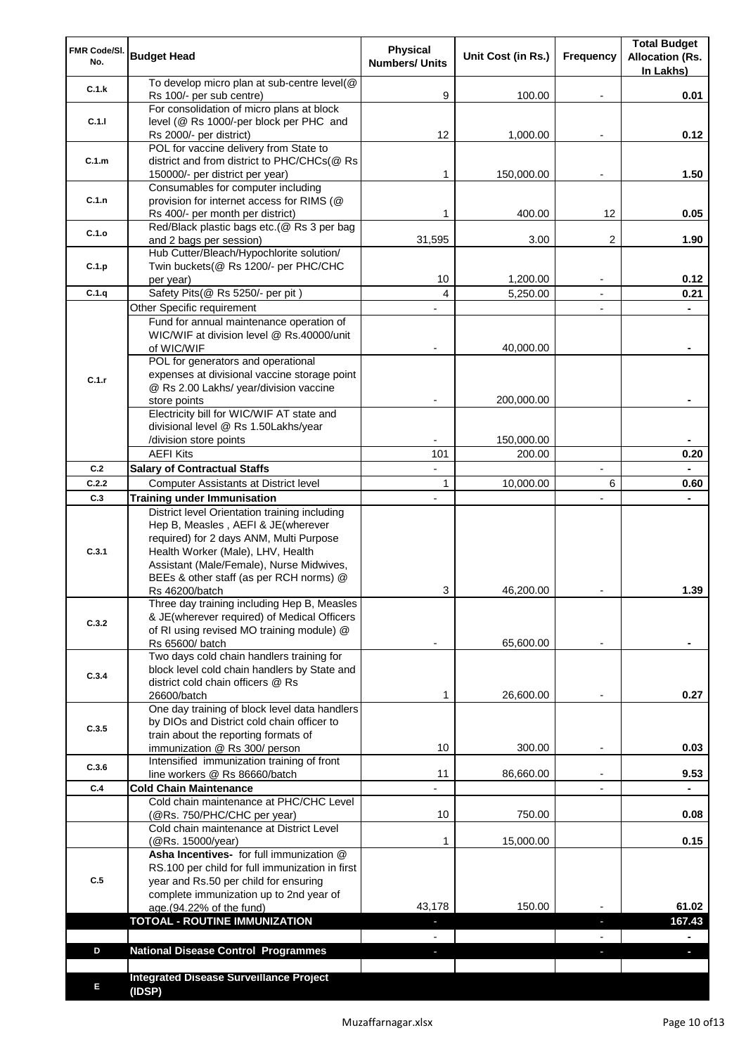| FMR Code/Sl. No. | Budget Head | Physical Numbers/ Units | Unit Cost (in Rs.) | Frequency | Total Budget Allocation (Rs. In Lakhs) |
|---|---|---|---|---|---|
| C.1.k | To develop micro plan at sub-centre level(@ Rs 100/- per sub centre) | 9 | 100.00 | - | 0.01 |
| C.1.l | For consolidation of micro plans at block level (@ Rs 1000/-per block per PHC and Rs 2000/- per district) | 12 | 1,000.00 | - | 0.12 |
| C.1.m | POL for vaccine delivery from State to district and from district to PHC/CHCs(@ Rs 150000/- per district per year) | 1 | 150,000.00 | - | 1.50 |
| C.1.n | Consumables for computer including provision for internet access for RIMS (@ Rs 400/- per month per district) | 1 | 400.00 | 12 | 0.05 |
| C.1.o | Red/Black plastic bags etc.(@ Rs 3 per bag and 2 bags per session) | 31,595 | 3.00 | 2 | 1.90 |
| C.1.p | Hub Cutter/Bleach/Hypochlorite solution/ Twin buckets(@ Rs 1200/- per PHC/CHC per year) | 10 | 1,200.00 | - | 0.12 |
| C.1.q | Safety Pits(@ Rs 5250/- per pit ) | 4 | 5,250.00 | - | 0.21 |
| C.1.r | Other Specific requirement | - | | - | - |
| | Fund for annual maintenance operation of WIC/WIF at division level @ Rs.40000/unit of WIC/WIF | - | 40,000.00 | | - |
| | POL for generators and operational expenses at divisional vaccine storage point @ Rs 2.00 Lakhs/ year/division vaccine store points | - | 200,000.00 | | - |
| | Electricity bill for WIC/WIF AT state and divisional level @ Rs 1.50Lakhs/year /division store points | - | 150,000.00 | | - |
| | AEFI Kits | 101 | 200.00 | | 0.20 |
| C.2 | **Salary of Contractual Staffs** | - | | - | - |
| C.2.2 | Computer Assistants at District level | 1 | 10,000.00 | 6 | 0.60 |
| C.3 | **Training under Immunisation** | - | | - | - |
| C.3.1 | District level Orientation training including Hep B, Measles , AEFI & JE(wherever required) for 2 days ANM, Multi Purpose Health Worker (Male), LHV, Health Assistant (Male/Female), Nurse Midwives, BEEs & other staff (as per RCH norms) @ Rs 46200/batch | 3 | 46,200.00 | - | 1.39 |
| C.3.2 | Three day training including Hep B, Measles & JE(wherever required) of Medical Officers of RI using revised MO training module) @ Rs 65600/ batch | - | 65,600.00 | - | - |
| C.3.4 | Two days cold chain handlers training for block level cold chain handlers by State and district cold chain officers @ Rs 26600/batch | 1 | 26,600.00 | - | 0.27 |
| C.3.5 | One day training of block level data handlers by DIOs and District cold chain officer to train about the reporting formats of immunization @ Rs 300/ person | 10 | 300.00 | - | 0.03 |
| C.3.6 | Intensified immunization training of front line workers @ Rs 86660/batch | 11 | 86,660.00 | - | 9.53 |
| C.4 | **Cold Chain Maintenance** | - | | - | - |
| | Cold chain maintenance at PHC/CHC Level (@Rs. 750/PHC/CHC per year) | 10 | 750.00 | | 0.08 |
| | Cold chain maintenance at District Level (@Rs. 15000/year) | 1 | 15,000.00 | | 0.15 |
| C.5 | **Asha Incentives-** for full immunization @ RS.100 per child for full immunization in first year and Rs.50 per child for ensuring complete immunization up to 2nd year of age.(94.22% of the fund) | 43,178 | 150.00 | - | 61.02 |
| | **TOTOAL - ROUTINE IMMUNIZATION** | - | | - | **167.43** |
| | | - | | - | - |
| **D** | **National Disease Control Programmes** | - | | - | - |
| | | | | | |
| **E** | **Integrated Disease Surveillance Project (IDSP)** | | | | |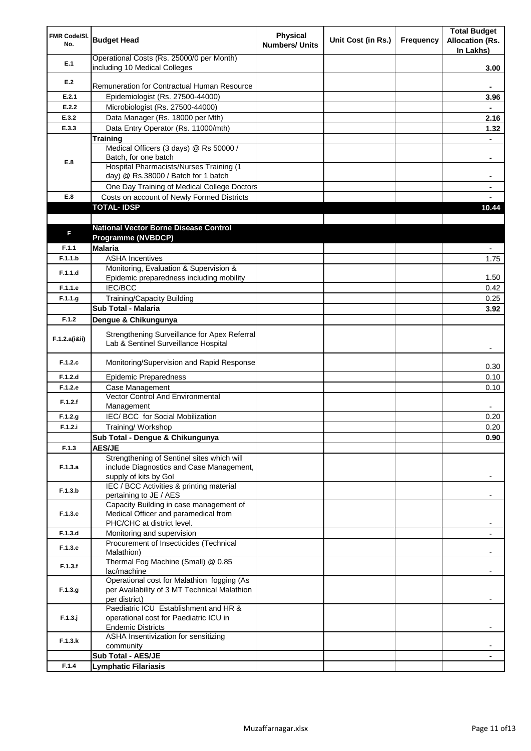| FMR Code/Sl. No. | Budget Head | Physical Numbers/ Units | Unit Cost (in Rs.) | Frequency | Total Budget Allocation (Rs. In Lakhs) |
|---|---|---|---|---|---|
| E.1 | Operational Costs (Rs. 25000/0 per Month) including 10 Medical Colleges | | | | 3.00 |
| E.2 | Remuneration for Contractual Human Resource | | | | - |
| E.2.1 | Epidemiologist (Rs. 27500-44000) | | | | 3.96 |
| E.2.2 | Microbiologist (Rs. 27500-44000) | | | | - |
| E.3.2 | Data Manager (Rs. 18000 per Mth) | | | | 2.16 |
| E.3.3 | Data Entry Operator (Rs. 11000/mth) | | | | 1.32 |
| E.8 | **Training** | | | | - |
| | Medical Officers (3 days) @ Rs 50000 / Batch, for one batch | | | | - |
| | Hospital Pharmacists/Nurses Training (1 day) @ Rs.38000 / Batch for 1 batch | | | | - |
| | One Day Training of Medical College Doctors | | | | - |
| E.8 | Costs on account of Newly Formed Districts | | | | - |
| | **TOTAL- IDSP** | | | | **10.44** |
| | | | | | |
| F | **National Vector Borne Disease Control Programme (NVBDCP)** | | | | |
| F.1.1 | **Malaria** | | | | - |
| F.1.1.b | ASHA Incentives | | | | 1.75 |
| F.1.1.d | Monitoring, Evaluation & Supervision & Epidemic preparedness including mobility | | | | 1.50 |
| F.1.1.e | IEC/BCC | | | | 0.42 |
| F.1.1.g | Training/Capacity Building | | | | 0.25 |
| | **Sub Total - Malaria** | | | | **3.92** |
| F.1.2 | **Dengue & Chikungunya** | | | | |
| F.1.2.a(i&ii) | Strengthening Surveillance for Apex Referral Lab & Sentinel Surveillance Hospital | | | | - |
| F.1.2.c | Monitoring/Supervision and Rapid Response | | | | 0.30 |
| F.1.2.d | Epidemic Preparedness | | | | 0.10 |
| F.1.2.e | Case Management | | | | 0.10 |
| F.1.2.f | Vector Control And Environmental Management | | | | - |
| F.1.2.g | IEC/ BCC for Social Mobilization | | | | 0.20 |
| F.1.2.i | Training/ Workshop | | | | 0.20 |
| | **Sub Total - Dengue & Chikungunya** | | | | **0.90** |
| F.1.3 | **AES/JE** | | | | |
| F.1.3.a | Strengthening of Sentinel sites which will include Diagnostics and Case Management, supply of kits by GoI | | | | - |
| F.1.3.b | IEC / BCC Activities & printing material pertaining to JE / AES | | | | - |
| F.1.3.c | Capacity Building in case management of Medical Officer and paramedical from PHC/CHC at district level. | | | | - |
| F.1.3.d | Monitoring and supervision | | | | - |
| F.1.3.e | Procurement of Insecticides (Technical Malathion) | | | | - |
| F.1.3.f | Thermal Fog Machine (Small) @ 0.85 lac/machine | | | | - |
| F.1.3.g | Operational cost for Malathion fogging (As per Availability of 3 MT Technical Malathion per district) | | | | - |
| F.1.3.j | Paediatric ICU Establishment and HR & operational cost for Paediatric ICU in Endemic Districts | | | | - |
| F.1.3.k | ASHA Insentivization for sensitizing community | | | | - |
| | **Sub Total - AES/JE** | | | | **-** |
| F.1.4 | **Lymphatic Filariasis** | | | | |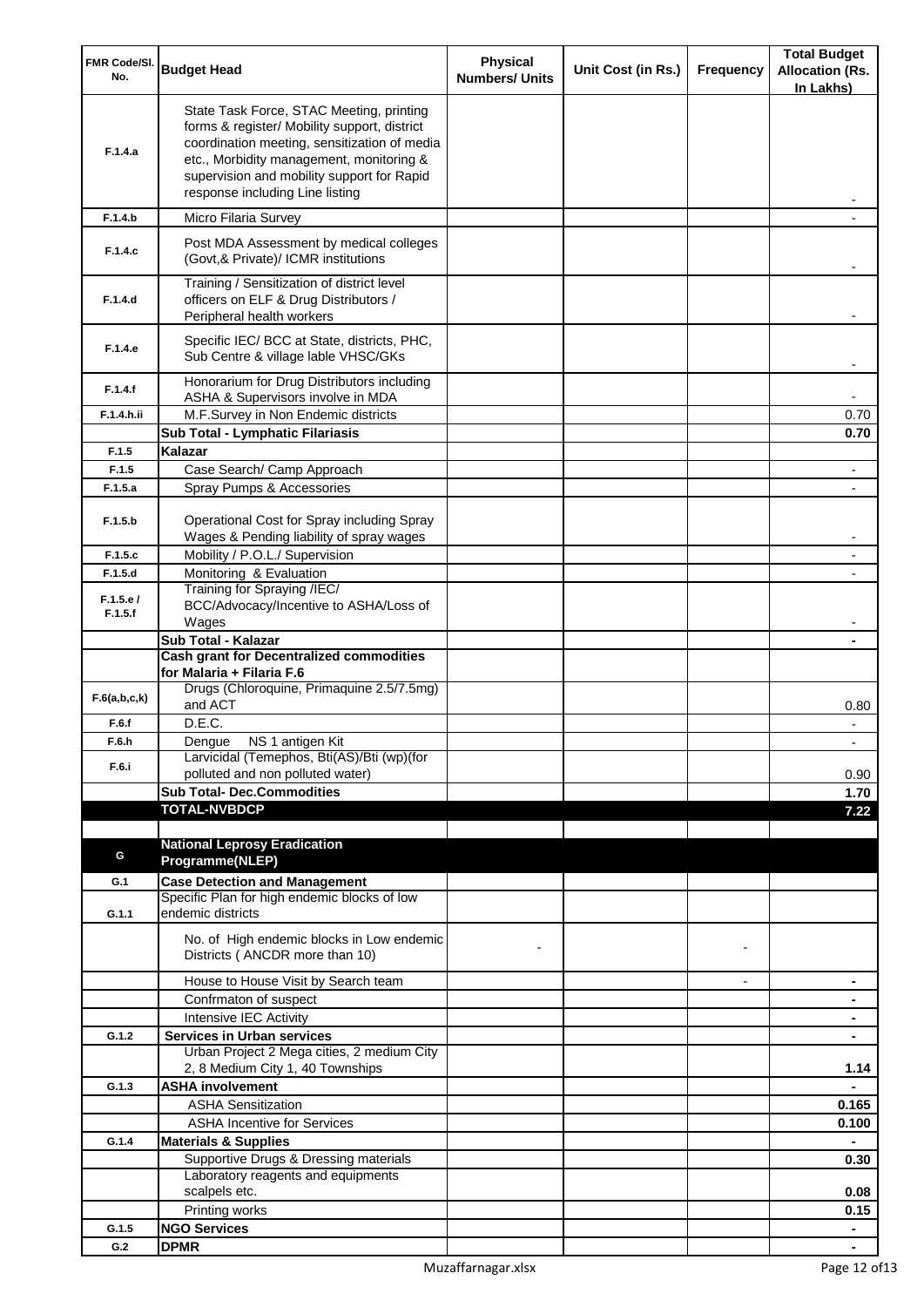| FMR Code/Sl. No. | Budget Head | Physical Numbers/ Units | Unit Cost (in Rs.) | Frequency | Total Budget Allocation (Rs. In Lakhs) |
|---|---|---|---|---|---|
| F.1.4.a | State Task Force, STAC Meeting, printing forms & register/ Mobility support, district coordination meeting, sensitization of media etc., Morbidity management, monitoring & supervision and mobility support for Rapid response including Line listing | | | | - |
| F.1.4.b | Micro Filaria Survey | | | | - |
| F.1.4.c | Post MDA Assessment by medical colleges (Govt,& Private)/ ICMR institutions | | | | - |
| F.1.4.d | Training / Sensitization of district level officers on ELF & Drug Distributors / Peripheral health workers | | | | - |
| F.1.4.e | Specific IEC/ BCC at State, districts, PHC, Sub Centre & village lable VHSC/GKs | | | | - |
| F.1.4.f | Honorarium for Drug Distributors including ASHA & Supervisors involve in MDA | | | | - |
| F.1.4.h.ii | M.F.Survey in Non Endemic districts | | | | 0.70 |
| | **Sub Total - Lymphatic Filariasis** | | | | **0.70** |
| F.1.5 | **Kalazar** | | | | |
| F.1.5 | Case Search/ Camp Approach | | | | - |
| F.1.5.a | Spray Pumps & Accessories | | | | - |
| F.1.5.b | Operational Cost for Spray including Spray Wages & Pending liability of spray wages | | | | - |
| F.1.5.c | Mobility / P.O.L./ Supervision | | | | - |
| F.1.5.d | Monitoring & Evaluation | | | | - |
| F.1.5.e / F.1.5.f | Training for Spraying /IEC/ BCC/Advocacy/Incentive to ASHA/Loss of Wages | | | | - |
| | **Sub Total - Kalazar** | | | | **-** |
| | **Cash grant for Decentralized commodities for Malaria + Filaria F.6** | | | | |
| F.6(a,b,c,k) | Drugs (Chloroquine, Primaquine 2.5/7.5mg) and ACT | | | | 0.80 |
| F.6.f | D.E.C. | | | | - |
| F.6.h | Dengue NS 1 antigen Kit | | | | - |
| F.6.i | Larvicidal (Temephos, Bti(AS)/Bti (wp)(for polluted and non polluted water) | | | | 0.90 |
| | **Sub Total- Dec.Commodities** | | | | **1.70** |
| | **TOTAL-NVBDCP** | | | | **7.22** |
| | | | | | |
| G | **National Leprosy Eradication Programme(NLEP)** | | | | |
| G.1 | **Case Detection and Management** | | | | |
| G.1.1 | Specific Plan for high endemic blocks of low endemic districts | | | | |
| | No. of High endemic blocks in Low endemic Districts ( ANCDR more than 10) | - | | - | |
| | House to House Visit by Search team | | | - | - |
| | Confrmaton of suspect | | | | - |
| | Intensive IEC Activity | | | | - |
| G.1.2 | **Services in Urban services** | | | | - |
| | Urban Project 2 Mega cities, 2 medium City 2, 8 Medium City 1, 40 Townships | | | | 1.14 |
| G.1.3 | **ASHA involvement** | | | | - |
| | ASHA Sensitization | | | | 0.165 |
| | ASHA Incentive for Services | | | | 0.100 |
| G.1.4 | **Materials & Supplies** | | | | - |
| | Supportive Drugs & Dressing materials | | | | 0.30 |
| | Laboratory reagents and equipments scalpels etc. | | | | 0.08 |
| | Printing works | | | | 0.15 |
| G.1.5 | **NGO Services** | | | | - |
| G.2 | **DPMR** | | | | - |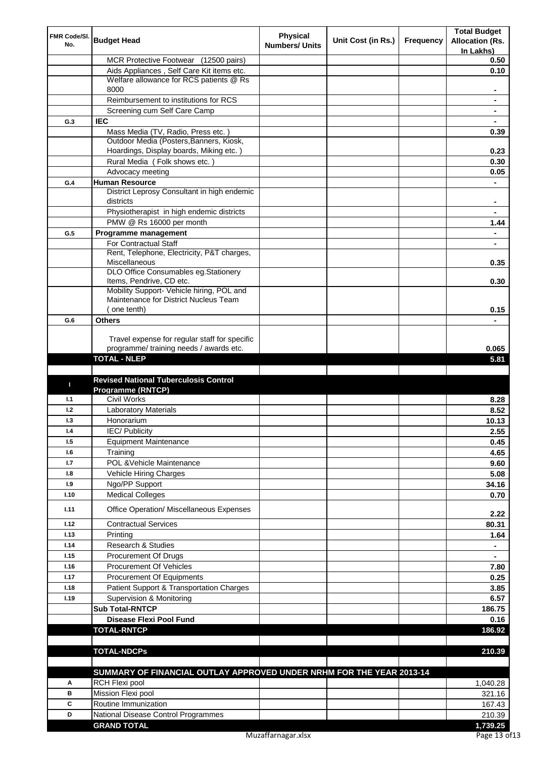| FMR Code/Sl. No. | Budget Head | Physical Numbers/ Units | Unit Cost (in Rs.) | Frequency | Total Budget Allocation (Rs. In Lakhs) |
|---|---|---|---|---|---|
| | MCR Protective Footwear (12500 pairs) | | | | 0.50 |
| | Aids Appliances , Self Care Kit items etc. | | | | 0.10 |
| | Welfare allowance for RCS patients @ Rs 8000 | | | | - |
| | Reimbursement to institutions for RCS | | | | - |
| | Screening cum Self Care Camp | | | | - |
| G.3 | **IEC** | | | | - |
| | Mass Media (TV, Radio, Press etc. ) | | | | 0.39 |
| | Outdoor Media (Posters,Banners, Kiosk, Hoardings, Display boards, Miking etc. ) | | | | 0.23 |
| | Rural Media ( Folk shows etc. ) | | | | 0.30 |
| | Advocacy meeting | | | | 0.05 |
| G.4 | **Human Resource** | | | | - |
| | District Leprosy Consultant in high endemic districts | | | | - |
| | Physiotherapist in high endemic districts | | | | - |
| | PMW @ Rs 16000 per month | | | | 1.44 |
| G.5 | **Programme management** | | | | - |
| | For Contractual Staff | | | | - |
| | Rent, Telephone, Electricity, P&T charges, Miscellaneous | | | | 0.35 |
| | DLO Office Consumables eg.Stationery Items, Pendrive, CD etc. | | | | 0.30 |
| | Mobility Support- Vehicle hiring, POL and Maintenance for District Nucleus Team ( one tenth) | | | | 0.15 |
| G.6 | **Others** | | | | - |
| | Travel expense for regular staff for specific programme/ training needs / awards etc. | | | | 0.065 |
| | **TOTAL - NLEP** | | | | **5.81** |
| | | | | | |
| I | **Revised National Tuberculosis Control Programme (RNTCP)** | | | | |
| I.1 | Civil Works | | | | 8.28 |
| I.2 | Laboratory Materials | | | | 8.52 |
| I.3 | Honorarium | | | | 10.13 |
| I.4 | IEC/ Publicity | | | | 2.55 |
| I.5 | Equipment Maintenance | | | | 0.45 |
| I.6 | Training | | | | 4.65 |
| I.7 | POL &Vehicle Maintenance | | | | 9.60 |
| I.8 | Vehicle Hiring Charges | | | | 5.08 |
| I.9 | Ngo/PP Support | | | | 34.16 |
| I.10 | Medical Colleges | | | | 0.70 |
| I.11 | Office Operation/ Miscellaneous Expenses | | | | 2.22 |
| I.12 | Contractual Services | | | | 80.31 |
| I.13 | Printing | | | | 1.64 |
| I.14 | Research & Studies | | | | - |
| I.15 | Procurement Of Drugs | | | | - |
| I.16 | Procurement Of Vehicles | | | | 7.80 |
| I.17 | Procurement Of Equipments | | | | 0.25 |
| I.18 | Patient Support & Transportation Charges | | | | 3.85 |
| I.19 | Supervision & Monitoring | | | | 6.57 |
| | **Sub Total-RNTCP** | | | | **186.75** |
| | **Disease Flexi Pool Fund** | | | | **0.16** |
| | **TOTAL-RNTCP** | | | | **186.92** |
| | | | | | |
| | **TOTAL-NDCPs** | | | | **210.39** |
| | | | | | |
| | **SUMMARY OF FINANCIAL OUTLAY APPROVED UNDER NRHM FOR THE YEAR 2013-14** | | | | |
| A | RCH Flexi pool | | | | 1,040.28 |
| B | Mission Flexi pool | | | | 321.16 |
| C | Routine Immunization | | | | 167.43 |
| D | National Disease Control Programmes | | | | 210.39 |
| | **GRAND TOTAL** | | | | **1,739.25** |

Muzaffarnagar.xlsx